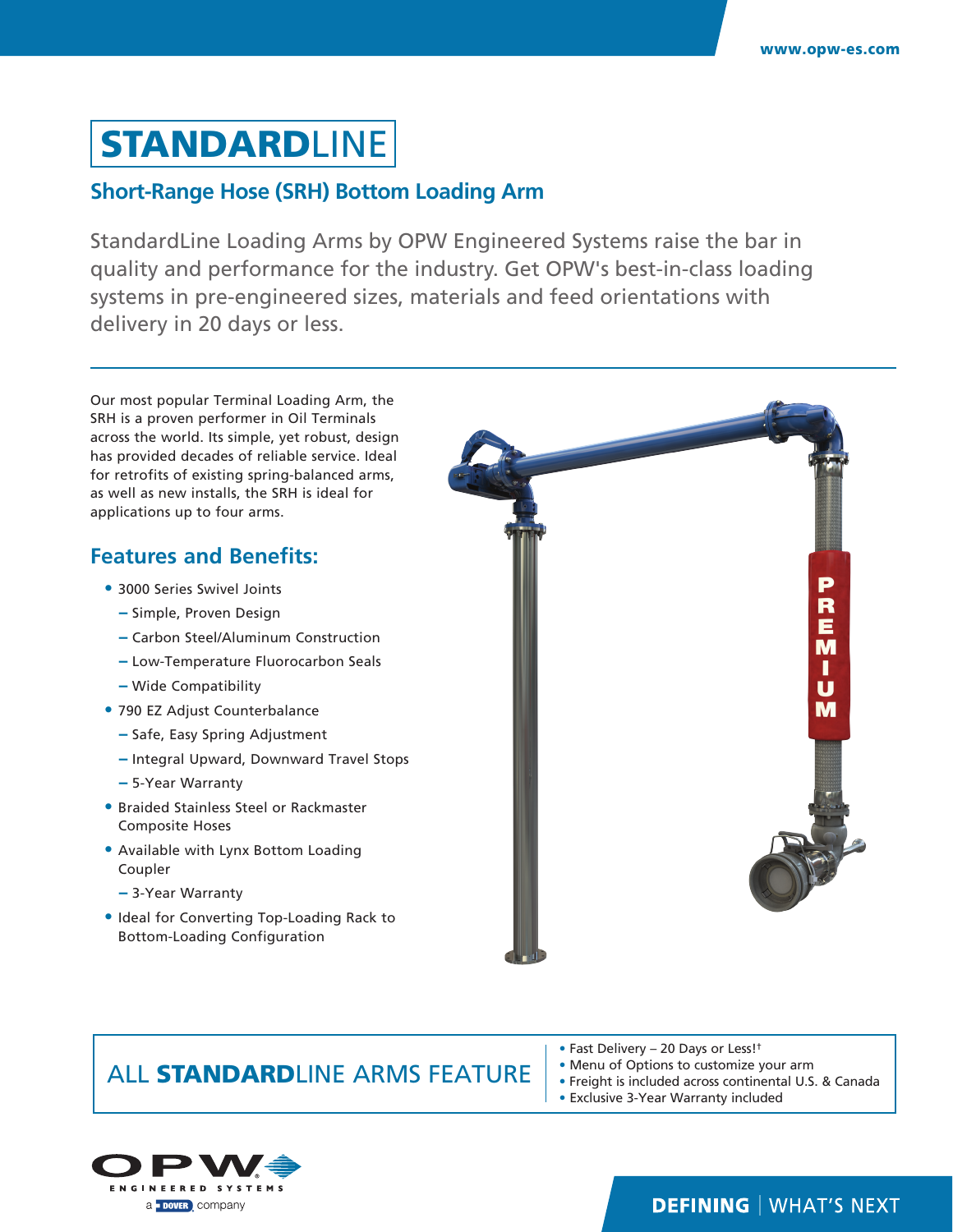www.opw-es.com

# STANDARDLINE

## Short-Range Hose (SRH) Bottom Loading Arm

StandardLine Loading Arms by OPW Engineered Systems raise the bar in quality and performance for the industry. Get OPW's best-in-class loading systems in pre-engineered sizes, materials and feed orientations with delivery in 20 days or less.

Our most popular Terminal Loading Arm, the SRH is a proven performer in Oil Terminals across the world. Its simple, yet robust, design has provided decades of reliable service. Ideal for retrofits of existing spring-balanced arms, as well as new installs, the SRH is ideal for applications up to four arms.

### Features and Benefits:

- 3000 Series Swivel Joints
  - Simple, Proven Design
  - Carbon Steel/Aluminum Construction
  - Low-Temperature Fluorocarbon Seals
  - Wide Compatibility
- 790 EZ Adjust Counterbalance
  - Safe, Easy Spring Adjustment
  - Integral Upward, Downward Travel Stops
  - 5-Year Warranty
- Braided Stainless Steel or Rackmaster Composite Hoses
- Available with Lynx Bottom Loading Coupler
  - 3-Year Warranty
- Ideal for Converting Top-Loading Rack to Bottom-Loading Configuration

PREMIUM

### ALL STANDARDLINE ARMS FEATURE

- Fast Delivery – 20 Days or Less![†]
- Menu of Options to customize your arm
- Freight is included across continental U.S. & Canada
- Exclusive 3-Year Warranty included

OPW ENGINEERED SYSTEMS
a DOVER company

DEFINING | WHAT'S NEXT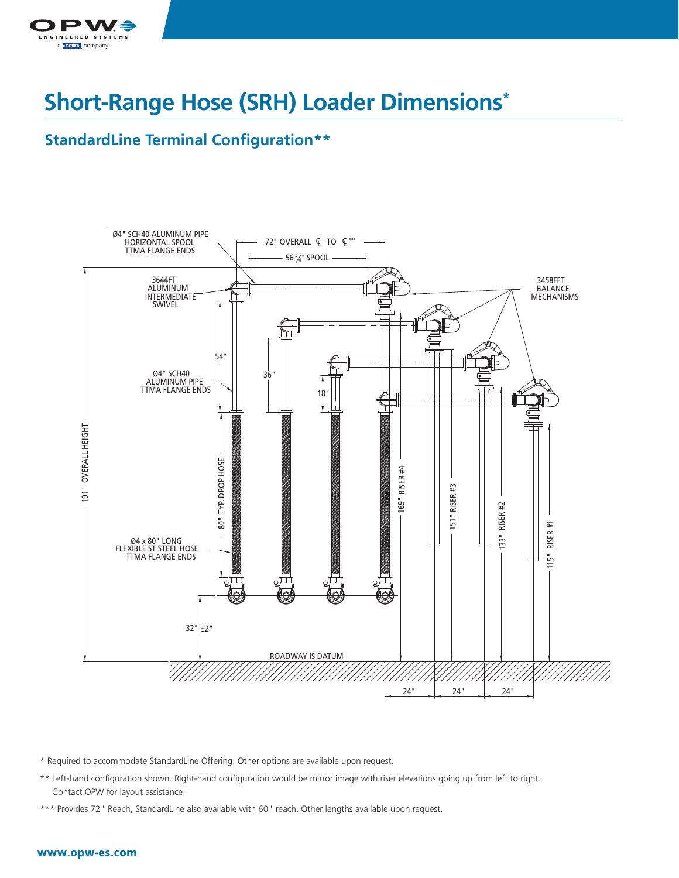# Short-Range Hose (SRH) Loader Dimensions*

## StandardLine Terminal Configuration**

Ø4" SCH40 ALUMINUM PIPE HORIZONTAL SPOOL TTMA FLANGE ENDS

72" OVERALL ℄ TO ℄***

56 3/4" SPOOL

3644FT ALUMINUM INTERMEDIATE SWIVEL

3458FFT BALANCE MECHANISMS

54"

36"

18"

Ø4" SCH40 ALUMINUM PIPE TTMA FLANGE ENDS

191" OVERALL HEIGHT

80" TYP. DROP HOSE

169" RISER #4

151" RISER #3

133" RISER #2

115" RISER #1

Ø4 x 80" LONG FLEXIBLE ST STEEL HOSE TTMA FLANGE ENDS

32" ±2"

ROADWAY IS DATUM

24"  24"  24"

\* Required to accommodate StandardLine Offering. Other options are available upon request.

** Left-hand configuration shown. Right-hand configuration would be mirror image with riser elevations going up from left to right. Contact OPW for layout assistance.

*** Provides 72" Reach, StandardLine also available with 60" reach. Other lengths available upon request.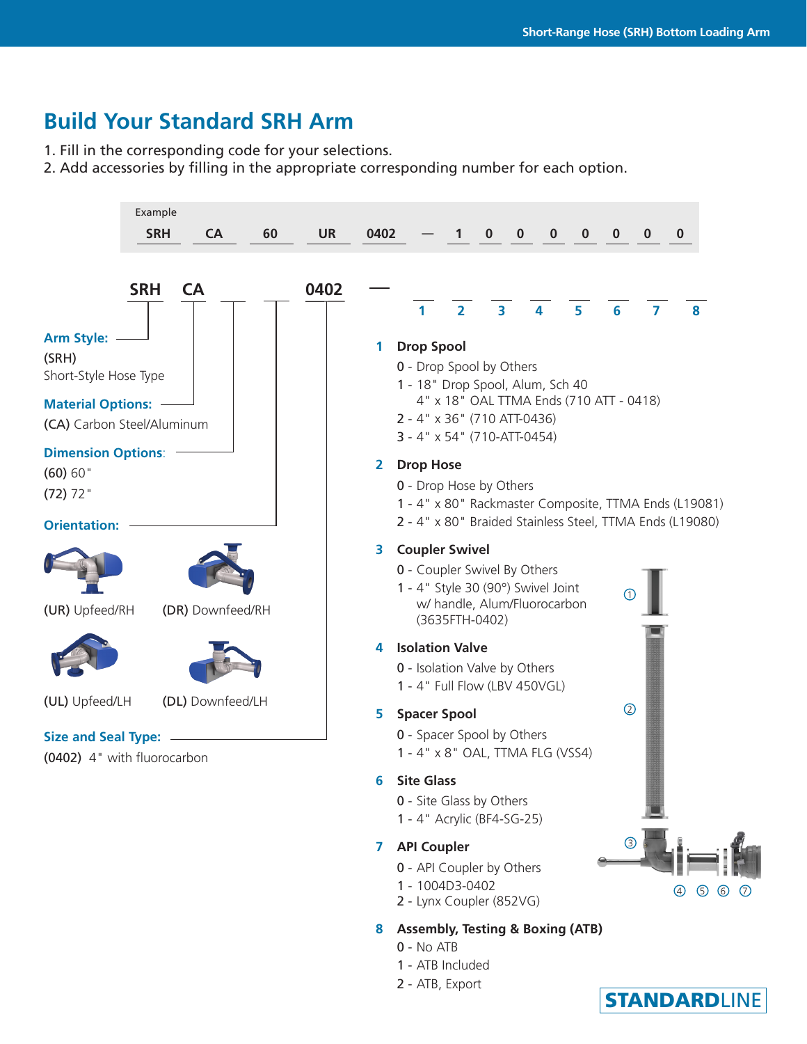# Build Your Standard SRH Arm

1. Fill in the corresponding code for your selections.
2. Add accessories by filling in the appropriate corresponding number for each option.

Example

| SRH | CA | 60 | UR | 0402 | — | 1 | 0 | 0 | 0 | 0 | 0 | 0 | 0 |
|---|---|---|---|---|---|---|---|---|---|---|---|---|---|

**SRH CA \_\_ \_\_ 0402 — \_\_ \_\_ \_\_ \_\_ \_\_ \_\_ \_\_ \_\_**

1 2 3 4 5 6 7 8

**Arm Style:**
(SRH)
Short-Style Hose Type

**Material Options:**
(CA) Carbon Steel/Aluminum

**Dimension Options:**
(60) 60"
(72) 72"

**Orientation:**

(UR) Upfeed/RH
(DR) Downfeed/RH
(UL) Upfeed/LH
(DL) Downfeed/LH

**Size and Seal Type:**
(0402) 4" with fluorocarbon

**1 Drop Spool**
- 0 - Drop Spool by Others
- 1 - 18" Drop Spool, Alum, Sch 40
  4" x 18" OAL TTMA Ends (710 ATT - 0418)
- 2 - 4" x 36" (710 ATT-0436)
- 3 - 4" x 54" (710-ATT-0454)

**2 Drop Hose**
- 0 - Drop Hose by Others
- 1 - 4" x 80" Rackmaster Composite, TTMA Ends (L19081)
- 2 - 4" x 80" Braided Stainless Steel, TTMA Ends (L19080)

**3 Coupler Swivel**
- 0 - Coupler Swivel By Others
- 1 - 4" Style 30 (90°) Swivel Joint
  w/ handle, Alum/Fluorocarbon
  (3635FTH-0402)

**4 Isolation Valve**
- 0 - Isolation Valve by Others
- 1 - 4" Full Flow (LBV 450VGL)

**5 Spacer Spool**
- 0 - Spacer Spool by Others
- 1 - 4" x 8" OAL, TTMA FLG (VSS4)

**6 Site Glass**
- 0 - Site Glass by Others
- 1 - 4" Acrylic (BF4-SG-25)

**7 API Coupler**
- 0 - API Coupler by Others
- 1 - 1004D3-0402
- 2 - Lynx Coupler (852VG)

**8 Assembly, Testing & Boxing (ATB)**
- 0 - No ATB
- 1 - ATB Included
- 2 - ATB, Export

STANDARDLINE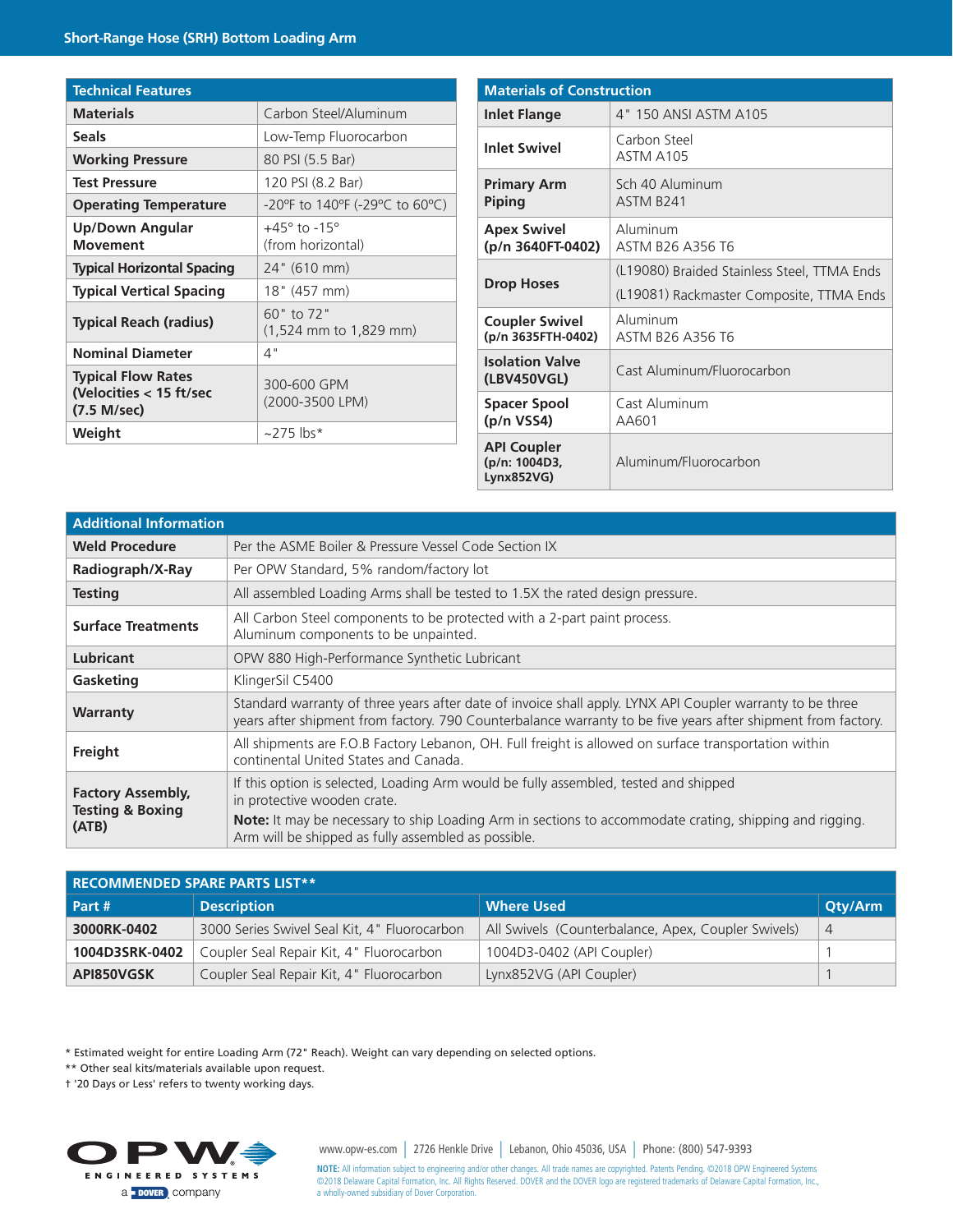## Short-Range Hose (SRH) Bottom Loading Arm

| Technical Features | |
|---|---|
| **Materials** | Carbon Steel/Aluminum |
| **Seals** | Low-Temp Fluorocarbon |
| **Working Pressure** | 80 PSI (5.5 Bar) |
| **Test Pressure** | 120 PSI (8.2 Bar) |
| **Operating Temperature** | -20ºF to 140ºF (-29ºC to 60ºC) |
| **Up/Down Angular Movement** | +45° to -15° (from horizontal) |
| **Typical Horizontal Spacing** | 24" (610 mm) |
| **Typical Vertical Spacing** | 18" (457 mm) |
| **Typical Reach (radius)** | 60" to 72" (1,524 mm to 1,829 mm) |
| **Nominal Diameter** | 4" |
| **Typical Flow Rates (Velocities < 15 ft/sec (7.5 M/sec)** | 300-600 GPM (2000-3500 LPM) |
| **Weight** | ~275 lbs* |

| Materials of Construction | |
|---|---|
| **Inlet Flange** | 4" 150 ANSI ASTM A105 |
| **Inlet Swivel** | Carbon Steel ASTM A105 |
| **Primary Arm Piping** | Sch 40 Aluminum ASTM B241 |
| **Apex Swivel (p/n 3640FT-0402)** | Aluminum ASTM B26 A356 T6 |
| **Drop Hoses** | (L19080) Braided Stainless Steel, TTMA Ends<br>(L19081) Rackmaster Composite, TTMA Ends |
| **Coupler Swivel (p/n 3635FTH-0402)** | Aluminum ASTM B26 A356 T6 |
| **Isolation Valve (LBV450VGL)** | Cast Aluminum/Fluorocarbon |
| **Spacer Spool (p/n VSS4)** | Cast Aluminum AA601 |
| **API Coupler (p/n: 1004D3, Lynx852VG)** | Aluminum/Fluorocarbon |

| Additional Information | |
|---|---|
| **Weld Procedure** | Per the ASME Boiler & Pressure Vessel Code Section IX |
| **Radiograph/X-Ray** | Per OPW Standard, 5% random/factory lot |
| **Testing** | All assembled Loading Arms shall be tested to 1.5X the rated design pressure. |
| **Surface Treatments** | All Carbon Steel components to be protected with a 2-part paint process. Aluminum components to be unpainted. |
| **Lubricant** | OPW 880 High-Performance Synthetic Lubricant |
| **Gasketing** | KlingerSil C5400 |
| **Warranty** | Standard warranty of three years after date of invoice shall apply. LYNX API Coupler warranty to be three years after shipment from factory. 790 Counterbalance warranty to be five years after shipment from factory. |
| **Freight** | All shipments are F.O.B Factory Lebanon, OH. Full freight is allowed on surface transportation within continental United States and Canada. |
| **Factory Assembly, Testing & Boxing (ATB)** | If this option is selected, Loading Arm would be fully assembled, tested and shipped in protective wooden crate.<br>**Note:** It may be necessary to ship Loading Arm in sections to accommodate crating, shipping and rigging. Arm will be shipped as fully assembled as possible. |

**RECOMMENDED SPARE PARTS LIST****

| Part # | Description | Where Used | Qty/Arm |
|---|---|---|---|
| **3000RK-0402** | 3000 Series Swivel Seal Kit, 4" Fluorocarbon | All Swivels (Counterbalance, Apex, Coupler Swivels) | 4 |
| **1004D3SRK-0402** | Coupler Seal Repair Kit, 4" Fluorocarbon | 1004D3-0402 (API Coupler) | 1 |
| **API850VGSK** | Coupler Seal Repair Kit, 4" Fluorocarbon | Lynx852VG (API Coupler) | 1 |

* Estimated weight for entire Loading Arm (72" Reach). Weight can vary depending on selected options.
** Other seal kits/materials available upon request.
† '20 Days or Less' refers to twenty working days.

OPW ENGINEERED SYSTEMS
a DOVER company

www.opw-es.com | 2726 Henkle Drive | Lebanon, Ohio 45036, USA | Phone: (800) 547-9393

NOTE: All information subject to engineering and/or other changes. All trade names are copyrighted. Patents Pending. ©2018 OPW Engineered Systems ©2018 Delaware Capital Formation, Inc. All Rights Reserved. DOVER and the DOVER logo are registered trademarks of Delaware Capital Formation, Inc., a wholly-owned subsidiary of Dover Corporation.